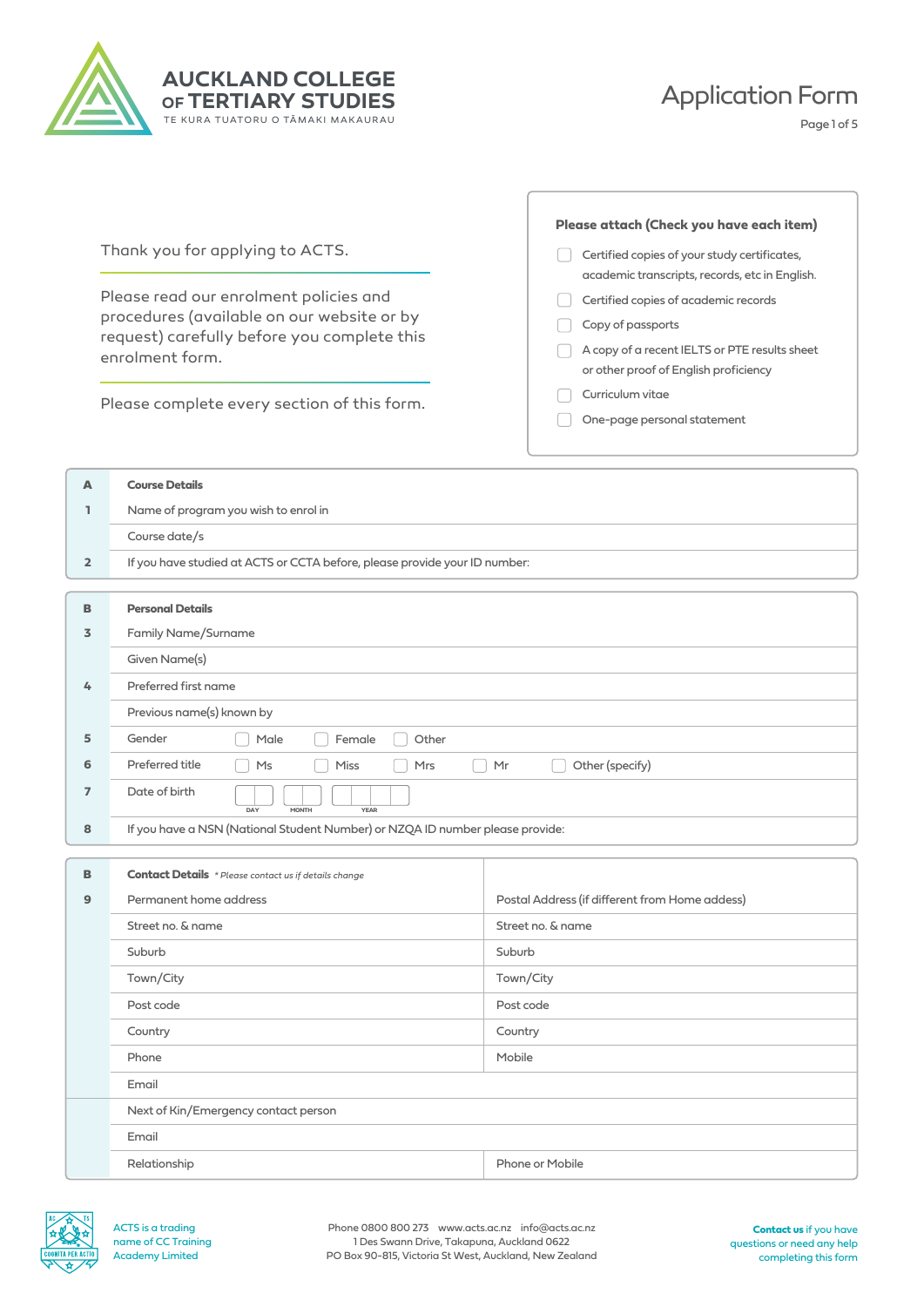# AUCKLAND COLLEGE OF TERTIARY STUDIES

TE KURA TUATORU O TĀMAKI MAKAURAU

## Application Form

Thank you for applying to ACTS.

Please read our enrolment policies and procedures (available on our website or by request) carefully before you complete this enrolment form.

Please complete every section of this form.

**Please attach (Check you have each item)**

- ☐ Certified copies of your study certificates, academic transcripts, records, etc in English.
- ☐ Certified copies of academic records
- ☐ Copy of passports
- ☐ A copy of a recent IELTS or PTE results sheet or other proof of English proficiency
- ☐ Curriculum vitae
- ☐ One-page personal statement

| A | **Course Details** |
|---|---|
| 1 | Name of program you wish to enrol in |
| | Course date/s |
| 2 | If you have studied at ACTS or CCTA before, please provide your ID number: |

| B | **Personal Details** |
|---|---|
| 3 | Family Name/Surname |
| | Given Name(s) |
| 4 | Preferred first name |
| | Previous name(s) known by |
| 5 | Gender ☐ Male ☐ Female ☐ Other |
| 6 | Preferred title ☐ Ms ☐ Miss ☐ Mrs ☐ Mr ☐ Other (specify) |
| 7 | Date of birth DAY / MONTH / YEAR |
| 8 | If you have a NSN (National Student Number) or NZQA ID number please provide: |

| B | **Contact Details** *\* Please contact us if details change* | |
|---|---|---|
| 9 | Permanent home address | Postal Address (if different from Home addess) |
| | Street no. & name | Street no. & name |
| | Suburb | Suburb |
| | Town/City | Town/City |
| | Post code | Post code |
| | Country | Country |
| | Phone | Mobile |
| | Email | |
| | Next of Kin/Emergency contact person | |
| | Email | |
| | Relationship | Phone or Mobile |

ACTS is a trading name of CC Training Academy Limited

Phone 0800 800 273 www.acts.ac.nz info@acts.ac.nz
1 Des Swann Drive, Takapuna, Auckland 0622
PO Box 90-815, Victoria St West, Auckland, New Zealand

**Contact us** if you have questions or need any help completing this form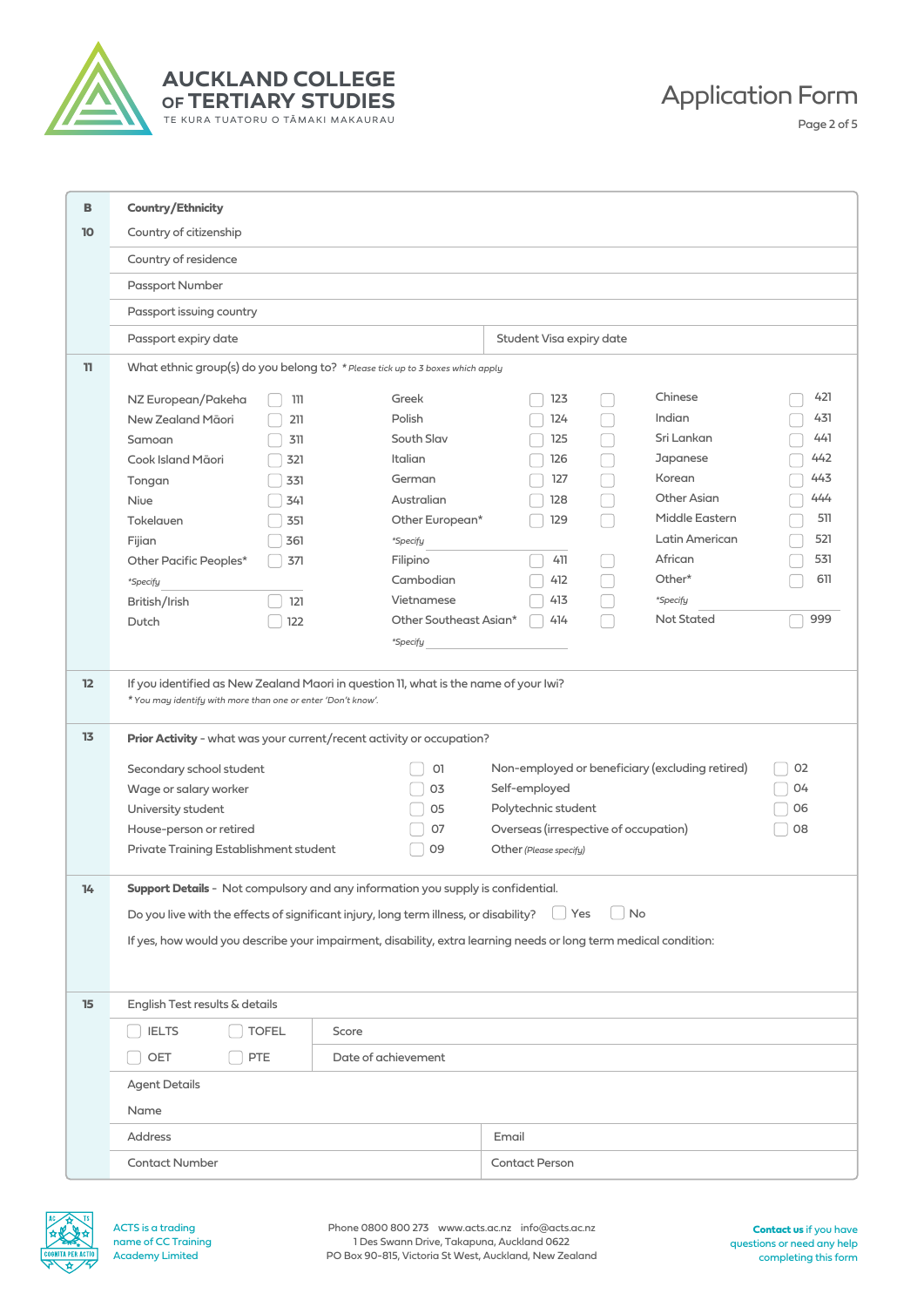# AUCKLAND COLLEGE OF TERTIARY STUDIES

TE KURA TUATORU O TĀMAKI MAKAURAU

## Application Form

**B Country/Ethnicity**

**10**

- Country of citizenship
- Country of residence
- Passport Number
- Passport issuing country
- Passport expiry date
- Student Visa expiry date

**11** What ethnic group(s) do you belong to? *\* Please tick up to 3 boxes which apply*

| Ethnic group | Code | Ethnic group | Code | Ethnic group | Code |
|---|---|---|---|---|---|
| NZ European/Pakeha | 111 | Greek | 123 | Chinese | 421 |
| New Zealand Māori | 211 | Polish | 124 | Indian | 431 |
| Samoan | 311 | South Slav | 125 | Sri Lankan | 441 |
| Cook Island Māori | 321 | Italian | 126 | Japanese | 442 |
| Tongan | 331 | German | 127 | Korean | 443 |
| Niue | 341 | Australian | 128 | Other Asian | 444 |
| Tokelauen | 351 | Other European* | 129 | Middle Eastern | 511 |
| Fijian | 361 | *\*Specify* | | Latin American | 521 |
| Other Pacific Peoples* | 371 | Filipino | 411 | African | 531 |
| *\*Specify* | | Cambodian | 412 | Other* | 611 |
| British/Irish | 121 | Vietnamese | 413 | *\*Specify* | |
| Dutch | 122 | Other Southeast Asian* | 414 | Not Stated | 999 |
| | | *\*Specify* | | | |

**12** If you identified as New Zealand Maori in question 11, what is the name of your Iwi?

*\* You may identify with more than one or enter 'Don't know'.*

**13** **Prior Activity** - what was your current/recent activity or occupation?

| Activity | Code | Activity | Code |
|---|---|---|---|
| Secondary school student | 01 | Non-employed or beneficiary (excluding retired) | 02 |
| Wage or salary worker | 03 | Self-employed | 04 |
| University student | 05 | Polytechnic student | 06 |
| House-person or retired | 07 | Overseas (irrespective of occupation) | 08 |
| Private Training Establishment student | 09 | Other *(Please specify)* | |

**14** **Support Details** - Not compulsory and any information you supply is confidential.

Do you live with the effects of significant injury, long term illness, or disability? ☐ Yes ☐ No

If yes, how would you describe your impairment, disability, extra learning needs or long term medical condition:

**15** English Test results & details

- ☐ IELTS ☐ TOFEL — Score
- ☐ OET ☐ PTE — Date of achievement

Agent Details

- Name
- Address
- Email
- Contact Number
- Contact Person

ACTS is a trading name of CC Training Academy Limited

Phone 0800 800 273 www.acts.ac.nz info@acts.ac.nz
1 Des Swann Drive, Takapuna, Auckland 0622
PO Box 90-815, Victoria St West, Auckland, New Zealand

**Contact us** if you have questions or need any help completing this form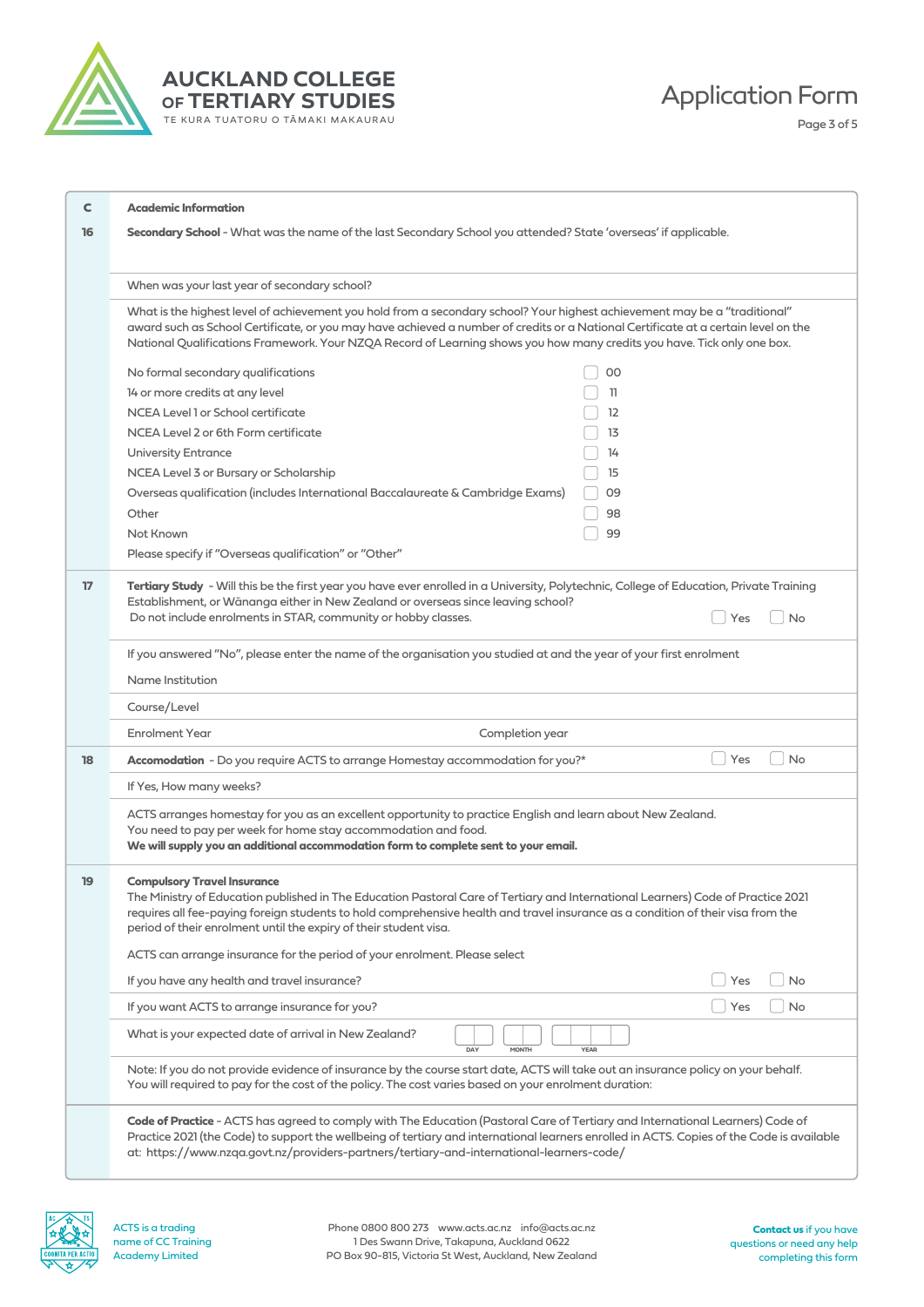# Application Form

## C Academic Information

**16 Secondary School** - What was the name of the last Secondary School you attended? State 'overseas' if applicable.

When was your last year of secondary school?

What is the highest level of achievement you hold from a secondary school? Your highest achievement may be a "traditional" award such as School Certificate, or you may have achieved a number of credits or a National Certificate at a certain level on the National Qualifications Framework. Your NZQA Record of Learning shows you how many credits you have. Tick only one box.

| Qualification | Code |
|---|---|
| No formal secondary qualifications | ☐ 00 |
| 14 or more credits at any level | ☐ 11 |
| NCEA Level 1 or School certificate | ☐ 12 |
| NCEA Level 2 or 6th Form certificate | ☐ 13 |
| University Entrance | ☐ 14 |
| NCEA Level 3 or Bursary or Scholarship | ☐ 15 |
| Overseas qualification (includes International Baccalaureate & Cambridge Exams) | ☐ 09 |
| Other | ☐ 98 |
| Not Known | ☐ 99 |

Please specify if "Overseas qualification" or "Other"

**17 Tertiary Study** - Will this be the first year you have ever enrolled in a University, Polytechnic, College of Education, Private Training Establishment, or Wānanga either in New Zealand or overseas since leaving school?
Do not include enrolments in STAR, community or hobby classes. ☐ Yes ☐ No

If you answered "No", please enter the name of the organisation you studied at and the year of your first enrolment

Name Institution

Course/Level

Enrolment Year Completion year

**18 Accomodation** - Do you require ACTS to arrange Homestay accommodation for you?* ☐ Yes ☐ No

If Yes, How many weeks?

ACTS arranges homestay for you as an excellent opportunity to practice English and learn about New Zealand.
You need to pay per week for home stay accommodation and food.
**We will supply you an additional accommodation form to complete sent to your email.**

**19 Compulsory Travel Insurance**
The Ministry of Education published in The Education Pastoral Care of Tertiary and International Learners) Code of Practice 2021 requires all fee-paying foreign students to hold comprehensive health and travel insurance as a condition of their visa from the period of their enrolment until the expiry of their student visa.

ACTS can arrange insurance for the period of your enrolment. Please select

If you have any health and travel insurance? ☐ Yes ☐ No

If you want ACTS to arrange insurance for you? ☐ Yes ☐ No

What is your expected date of arrival in New Zealand? DAY ☐☐ MONTH ☐☐ YEAR ☐☐☐☐

Note: If you do not provide evidence of insurance by the course start date, ACTS will take out an insurance policy on your behalf. You will required to pay for the cost of the policy. The cost varies based on your enrolment duration:

**Code of Practice** - ACTS has agreed to comply with The Education (Pastoral Care of Tertiary and International Learners) Code of Practice 2021 (the Code) to support the wellbeing of tertiary and international learners enrolled in ACTS. Copies of the Code is available at: https://www.nzqa.govt.nz/providers-partners/tertiary-and-international-learners-code/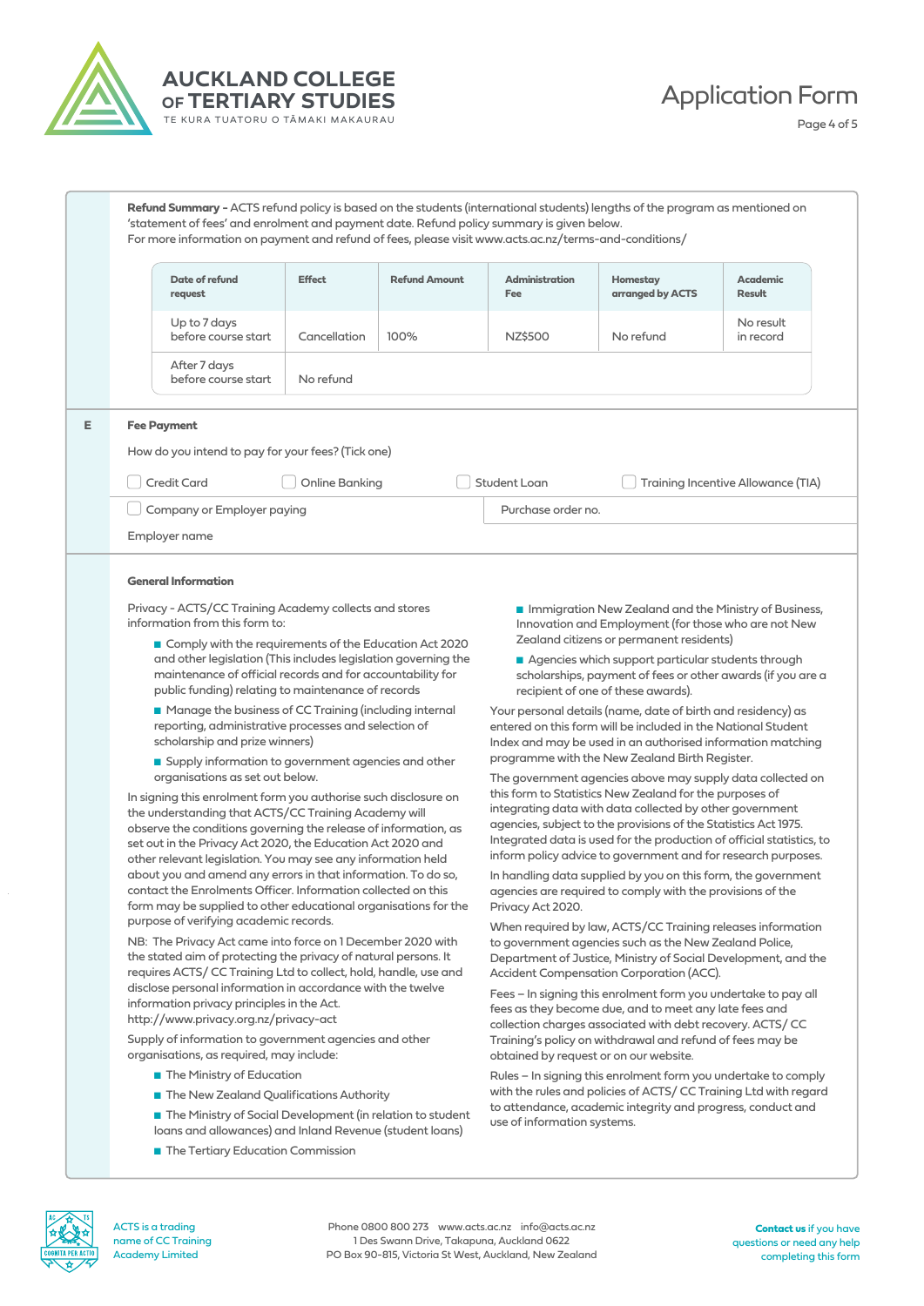**Refund Summary -** ACTS refund policy is based on the students (international students) lengths of the program as mentioned on 'statement of fees' and enrolment and payment date. Refund policy summary is given below.
For more information on payment and refund of fees, please visit www.acts.ac.nz/terms-and-conditions/

| Date of refund request | Effect | Refund Amount | Administration Fee | Homestay arranged by ACTS | Academic Result |
|---|---|---|---|---|---|
| Up to 7 days before course start | Cancellation | 100% | NZ$500 | No refund | No result in record |
| After 7 days before course start | No refund | | | | |

**E** **Fee Payment**

How do you intend to pay for your fees? (Tick one)

☐ Credit Card ☐ Online Banking ☐ Student Loan ☐ Training Incentive Allowance (TIA)

☐ Company or Employer paying

Purchase order no.

Employer name

**General Information**

Privacy - ACTS/CC Training Academy collects and stores information from this form to:

- Comply with the requirements of the Education Act 2020 and other legislation (This includes legislation governing the maintenance of official records and for accountability for public funding) relating to maintenance of records
- Manage the business of CC Training (including internal reporting, administrative processes and selection of scholarship and prize winners)
- Supply information to government agencies and other organisations as set out below.

In signing this enrolment form you authorise such disclosure on the understanding that ACTS/CC Training Academy will observe the conditions governing the release of information, as set out in the Privacy Act 2020, the Education Act 2020 and other relevant legislation. You may see any information held about you and amend any errors in that information. To do so, contact the Enrolments Officer. Information collected on this form may be supplied to other educational organisations for the purpose of verifying academic records.

NB: The Privacy Act came into force on 1 December 2020 with the stated aim of protecting the privacy of natural persons. It requires ACTS/ CC Training Ltd to collect, hold, handle, use and disclose personal information in accordance with the twelve information privacy principles in the Act.
http://www.privacy.org.nz/privacy-act

Supply of information to government agencies and other organisations, as required, may include:

- The Ministry of Education
- The New Zealand Qualifications Authority
- The Ministry of Social Development (in relation to student loans and allowances) and Inland Revenue (student loans)
- The Tertiary Education Commission
- Immigration New Zealand and the Ministry of Business, Innovation and Employment (for those who are not New Zealand citizens or permanent residents)
- Agencies which support particular students through scholarships, payment of fees or other awards (if you are a recipient of one of these awards).

Your personal details (name, date of birth and residency) as entered on this form will be included in the National Student Index and may be used in an authorised information matching programme with the New Zealand Birth Register.

The government agencies above may supply data collected on this form to Statistics New Zealand for the purposes of integrating data with data collected by other government agencies, subject to the provisions of the Statistics Act 1975. Integrated data is used for the production of official statistics, to inform policy advice to government and for research purposes.

In handling data supplied by you on this form, the government agencies are required to comply with the provisions of the Privacy Act 2020.

When required by law, ACTS/CC Training releases information to government agencies such as the New Zealand Police, Department of Justice, Ministry of Social Development, and the Accident Compensation Corporation (ACC).

Fees – In signing this enrolment form you undertake to pay all fees as they become due, and to meet any late fees and collection charges associated with debt recovery. ACTS/ CC Training's policy on withdrawal and refund of fees may be obtained by request or on our website.

Rules – In signing this enrolment form you undertake to comply with the rules and policies of ACTS/ CC Training Ltd with regard to attendance, academic integrity and progress, conduct and use of information systems.

ACTS is a trading name of CC Training Academy Limited

Phone 0800 800 273 www.acts.ac.nz info@acts.ac.nz
1 Des Swann Drive, Takapuna, Auckland 0622
PO Box 90-815, Victoria St West, Auckland, New Zealand

**Contact us** if you have questions or need any help completing this form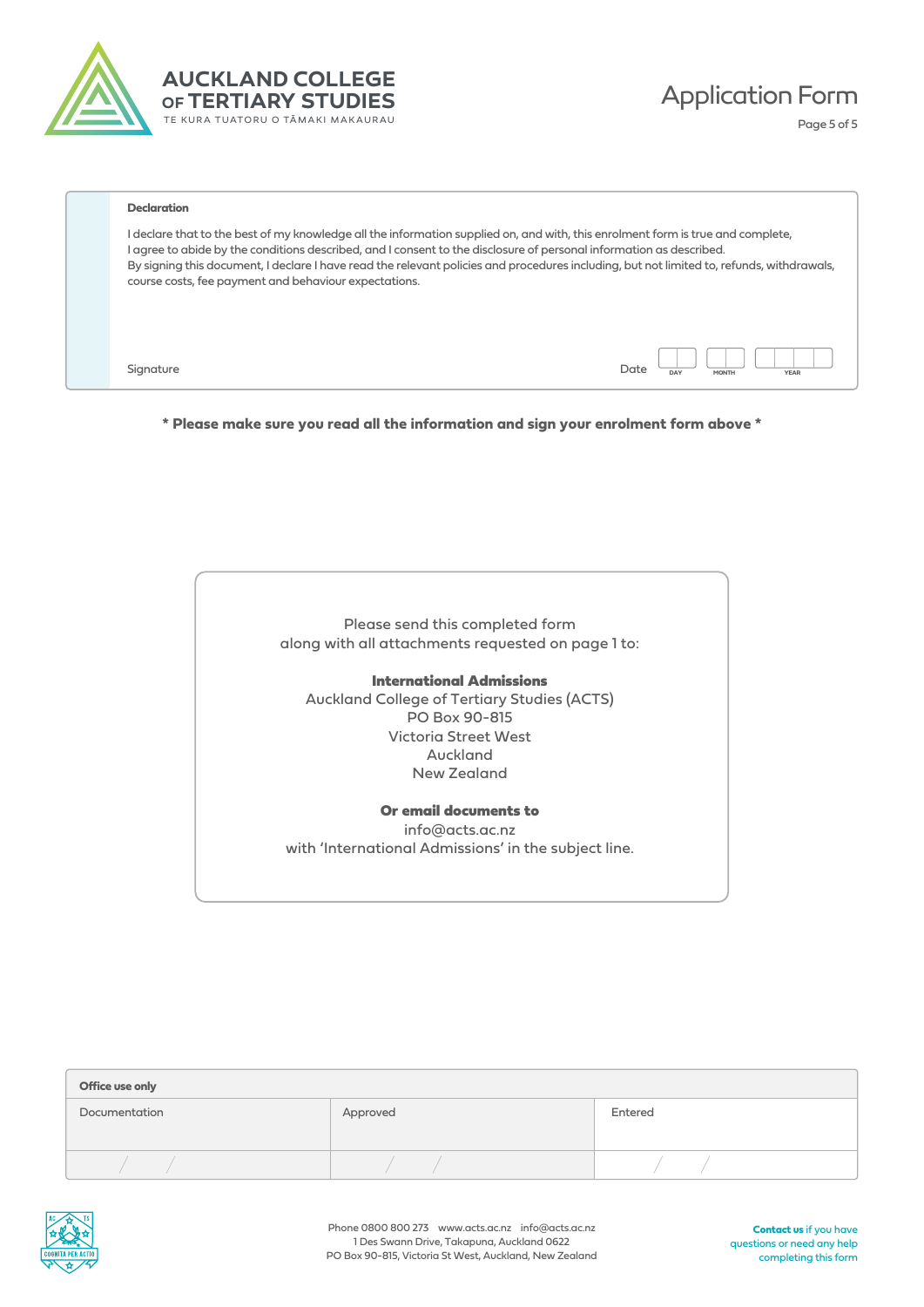# AUCKLAND COLLEGE OF TERTIARY STUDIES

TE KURA TUATORU O TĀMAKI MAKAURAU

## Application Form

### Declaration

I declare that to the best of my knowledge all the information supplied on, and with, this enrolment form is true and complete, I agree to abide by the conditions described, and I consent to the disclosure of personal information as described.
By signing this document, I declare I have read the relevant policies and procedures including, but not limited to, refunds, withdrawals, course costs, fee payment and behaviour expectations.

Signature

Date DAY MONTH YEAR

**\* Please make sure you read all the information and sign your enrolment form above \***

Please send this completed form along with all attachments requested on page 1 to:

**International Admissions**
Auckland College of Tertiary Studies (ACTS)
PO Box 90-815
Victoria Street West
Auckland
New Zealand

**Or email documents to**
info@acts.ac.nz
with 'International Admissions' in the subject line.

**Office use only**

| Documentation | Approved | Entered |
|---|---|---|
| / / | / / | / / |

Phone 0800 800 273 www.acts.ac.nz info@acts.ac.nz
1 Des Swann Drive, Takapuna, Auckland 0622
PO Box 90-815, Victoria St West, Auckland, New Zealand

**Contact us** if you have questions or need any help completing this form